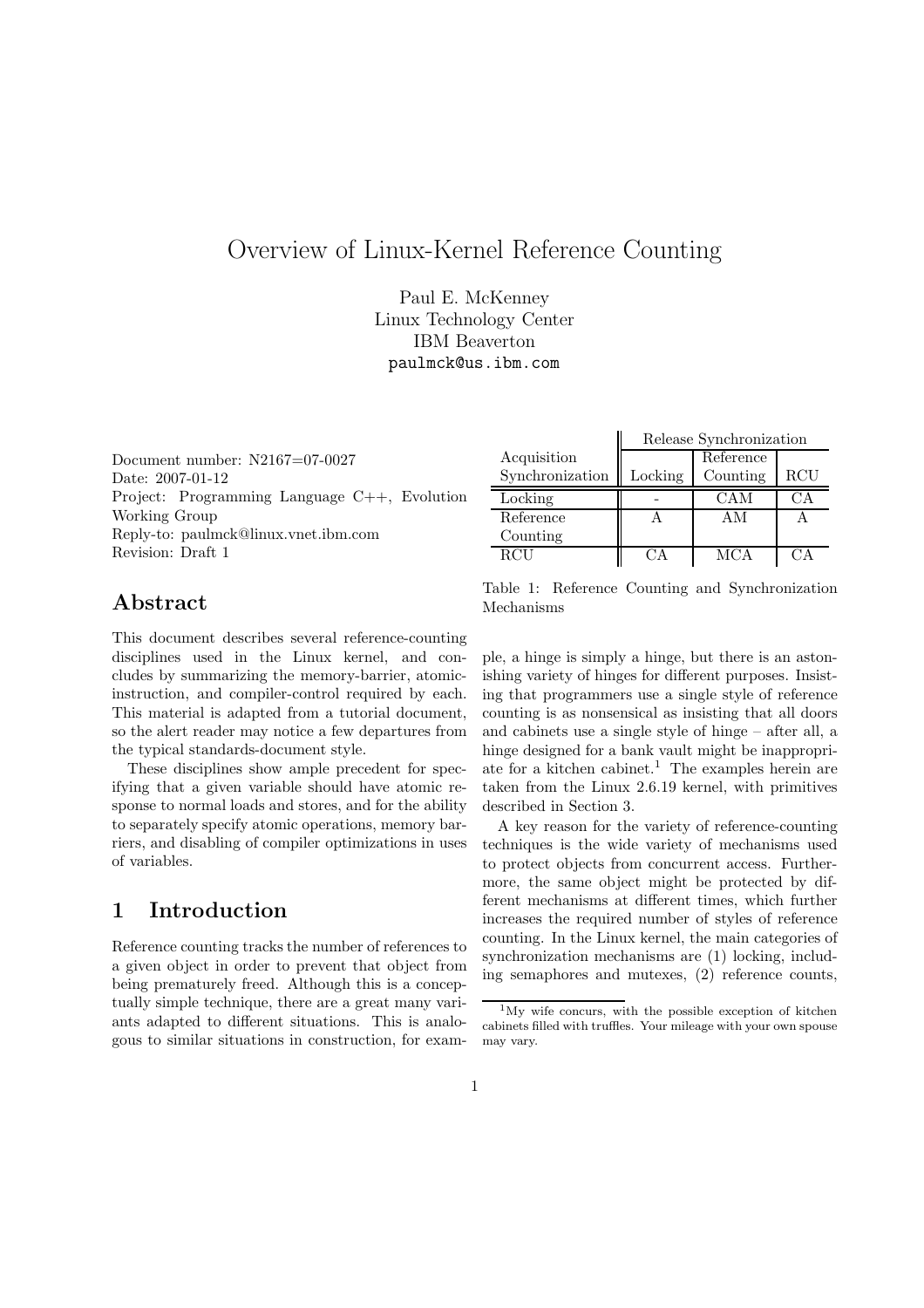# Overview of Linux-Kernel Reference Counting

Paul E. McKenney
Linux Technology Center
IBM Beaverton
paulmck@us.ibm.com

Document number: N2167=07-0027
Date: 2007-01-12
Project: Programming Language C++, Evolution Working Group
Reply-to: paulmck@linux.vnet.ibm.com
Revision: Draft 1

## Abstract

This document describes several reference-counting disciplines used in the Linux kernel, and concludes by summarizing the memory-barrier, atomic-instruction, and compiler-control required by each. This material is adapted from a tutorial document, so the alert reader may notice a few departures from the typical standards-document style.

These disciplines show ample precedent for specifying that a given variable should have atomic response to normal loads and stores, and for the ability to separately specify atomic operations, memory barriers, and disabling of compiler optimizations in uses of variables.

## 1 Introduction

Reference counting tracks the number of references to a given object in order to prevent that object from being prematurely freed. Although this is a conceptually simple technique, there are a great many variants adapted to different situations. This is analogous to similar situations in construction, for example, a hinge is simply a hinge, but there is an astonishing variety of hinges for different purposes. Insisting that programmers use a single style of reference counting is as nonsensical as insisting that all doors and cabinets use a single style of hinge – after all, a hinge designed for a bank vault might be inappropriate for a kitchen cabinet.[1] The examples herein are taken from the Linux 2.6.19 kernel, with primitives described in Section 3.

| Acquisition Synchronization | Release Synchronization | | |
|---|---|---|---|
| | Locking | Reference Counting | RCU |
| Locking | - | CAM | CA |
| Reference Counting | A | AM | A |
| RCU | CA | MCA | CA |

Table 1: Reference Counting and Synchronization Mechanisms

A key reason for the variety of reference-counting techniques is the wide variety of mechanisms used to protect objects from concurrent access. Furthermore, the same object might be protected by different mechanisms at different times, which further increases the required number of styles of reference counting. In the Linux kernel, the main categories of synchronization mechanisms are (1) locking, including semaphores and mutexes, (2) reference counts,

[1] My wife concurs, with the possible exception of kitchen cabinets filled with truffles. Your mileage with your own spouse may vary.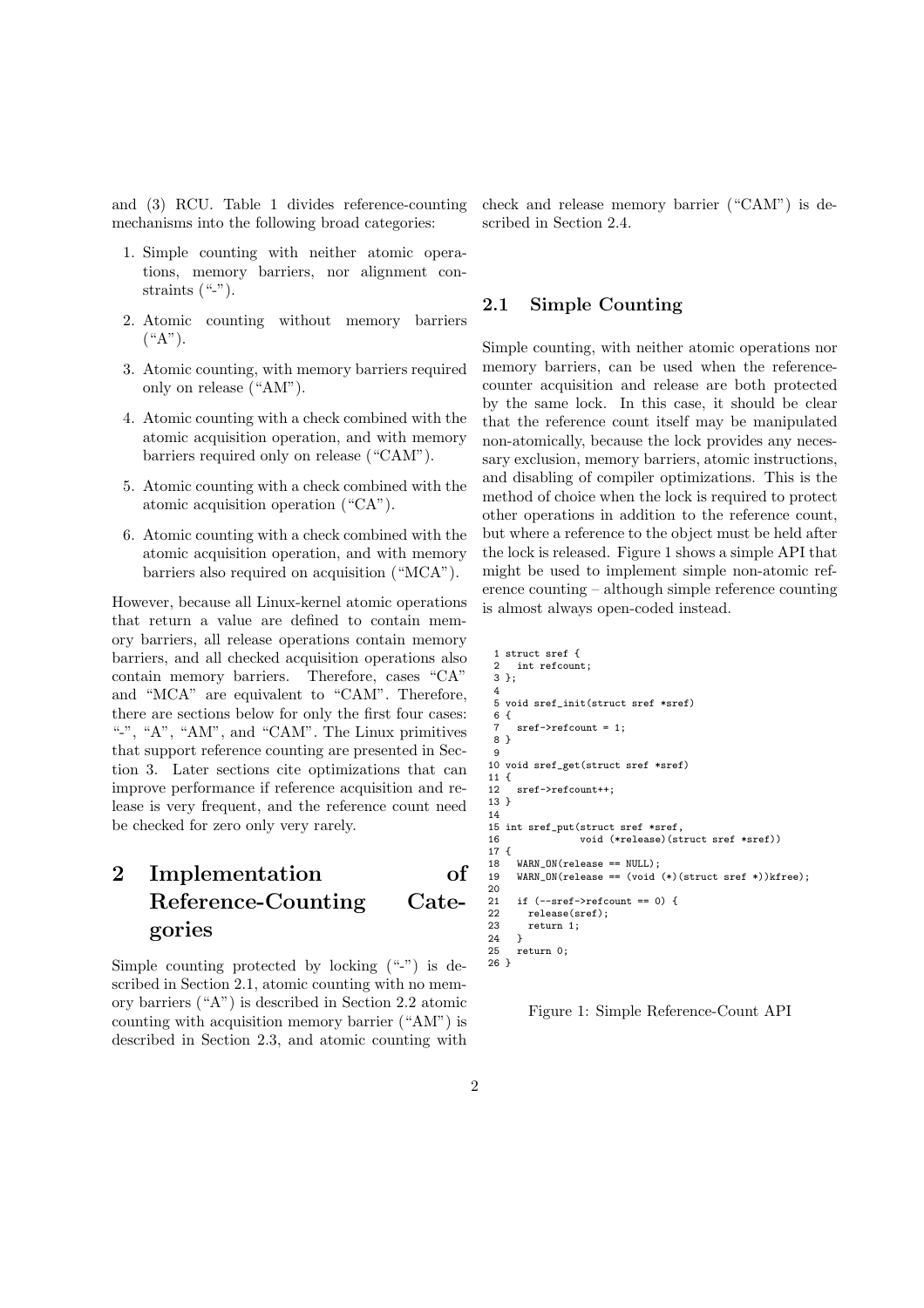and (3) RCU. Table 1 divides reference-counting mechanisms into the following broad categories:

1. Simple counting with neither atomic operations, memory barriers, nor alignment constraints ("-").
2. Atomic counting without memory barriers ("A").
3. Atomic counting, with memory barriers required only on release ("AM").
4. Atomic counting with a check combined with the atomic acquisition operation, and with memory barriers required only on release ("CAM").
5. Atomic counting with a check combined with the atomic acquisition operation ("CA").
6. Atomic counting with a check combined with the atomic acquisition operation, and with memory barriers also required on acquisition ("MCA").

However, because all Linux-kernel atomic operations that return a value are defined to contain memory barriers, all release operations contain memory barriers, and all checked acquisition operations also contain memory barriers. Therefore, cases "CA" and "MCA" are equivalent to "CAM". Therefore, there are sections below for only the first four cases: "-", "A", "AM", and "CAM". The Linux primitives that support reference counting are presented in Section 3. Later sections cite optimizations that can improve performance if reference acquisition and release is very frequent, and the reference count need be checked for zero only very rarely.

# 2 Implementation of Reference-Counting Categories

Simple counting protected by locking ("-") is described in Section 2.1, atomic counting with no memory barriers ("A") is described in Section 2.2 atomic counting with acquisition memory barrier ("AM") is described in Section 2.3, and atomic counting with check and release memory barrier ("CAM") is described in Section 2.4.

## 2.1 Simple Counting

Simple counting, with neither atomic operations nor memory barriers, can be used when the reference-counter acquisition and release are both protected by the same lock. In this case, it should be clear that the reference count itself may be manipulated non-atomically, because the lock provides any necessary exclusion, memory barriers, atomic instructions, and disabling of compiler optimizations. This is the method of choice when the lock is required to protect other operations in addition to the reference count, but where a reference to the object must be held after the lock is released. Figure 1 shows a simple API that might be used to implement simple non-atomic reference counting – although simple reference counting is almost always open-coded instead.

```
1 struct sref {
2   int refcount;
3 };
4
5 void sref_init(struct sref *sref)
6 {
7   sref->refcount = 1;
8 }
9
10 void sref_get(struct sref *sref)
11 {
12   sref->refcount++;
13 }
14
15 int sref_put(struct sref *sref,
16              void (*release)(struct sref *sref))
17 {
18   WARN_ON(release == NULL);
19   WARN_ON(release == (void (*)(struct sref *))kfree);
20
21   if (--sref->refcount == 0) {
22     release(sref);
23     return 1;
24   }
25   return 0;
26 }
```

Figure 1: Simple Reference-Count API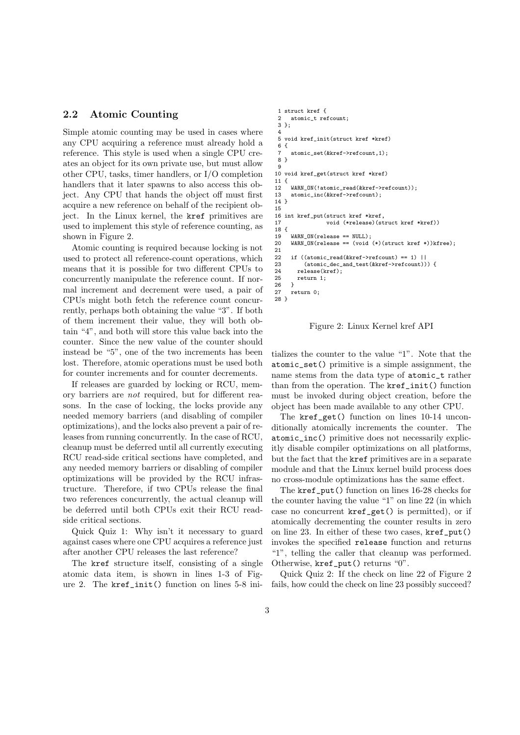## 2.2 Atomic Counting

Simple atomic counting may be used in cases where any CPU acquiring a reference must already hold a reference. This style is used when a single CPU creates an object for its own private use, but must allow other CPU, tasks, timer handlers, or I/O completion handlers that it later spawns to also access this object. Any CPU that hands the object off must first acquire a new reference on behalf of the recipient object. In the Linux kernel, the `kref` primitives are used to implement this style of reference counting, as shown in Figure 2.

Atomic counting is required because locking is not used to protect all reference-count operations, which means that it is possible for two different CPUs to concurrently manipulate the reference count. If normal increment and decrement were used, a pair of CPUs might both fetch the reference count concurrently, perhaps both obtaining the value "3". If both of them increment their value, they will both obtain "4", and both will store this value back into the counter. Since the new value of the counter should instead be "5", one of the two increments has been lost. Therefore, atomic operations must be used both for counter increments and for counter decrements.

If releases are guarded by locking or RCU, memory barriers are *not* required, but for different reasons. In the case of locking, the locks provide any needed memory barriers (and disabling of compiler optimizations), and the locks also prevent a pair of releases from running concurrently. In the case of RCU, cleanup must be deferred until all currently executing RCU read-side critical sections have completed, and any needed memory barriers or disabling of compiler optimizations will be provided by the RCU infrastructure. Therefore, if two CPUs release the final two references concurrently, the actual cleanup will be deferred until both CPUs exit their RCU read-side critical sections.

Quick Quiz 1: Why isn't it necessary to guard against cases where one CPU acquires a reference just after another CPU releases the last reference?

The `kref` structure itself, consisting of a single atomic data item, is shown in lines 1-3 of Figure 2. The `kref_init()` function on lines 5-8 initializes the counter to the value "1". Note that the `atomic_set()` primitive is a simple assignment, the name stems from the data type of `atomic_t` rather than from the operation. The `kref_init()` function must be invoked during object creation, before the object has been made available to any other CPU.

```
1 struct kref {
2   atomic_t refcount;
3 };
4
5 void kref_init(struct kref *kref)
6 {
7   atomic_set(&kref->refcount,1);
8 }
9
10 void kref_get(struct kref *kref)
11 {
12   WARN_ON(!atomic_read(&kref->refcount));
13   atomic_inc(&kref->refcount);
14 }
15
16 int kref_put(struct kref *kref,
17              void (*release)(struct kref *kref))
18 {
19   WARN_ON(release == NULL);
20   WARN_ON(release == (void (*)(struct kref *))kfree);
21
22   if ((atomic_read(&kref->refcount) == 1) ||
23       (atomic_dec_and_test(&kref->refcount))) {
24     release(kref);
25     return 1;
26   }
27   return 0;
28 }
```

Figure 2: Linux Kernel kref API

The `kref_get()` function on lines 10-14 unconditionally atomically increments the counter. The `atomic_inc()` primitive does not necessarily explicitly disable compiler optimizations on all platforms, but the fact that the `kref` primitives are in a separate module and that the Linux kernel build process does no cross-module optimizations has the same effect.

The `kref_put()` function on lines 16-28 checks for the counter having the value "1" on line 22 (in which case no concurrent `kref_get()` is permitted), or if atomically decrementing the counter results in zero on line 23. In either of these two cases, `kref_put()` invokes the specified `release` function and returns "1", telling the caller that cleanup was performed. Otherwise, `kref_put()` returns "0".

Quick Quiz 2: If the check on line 22 of Figure 2 fails, how could the check on line 23 possibly succeed?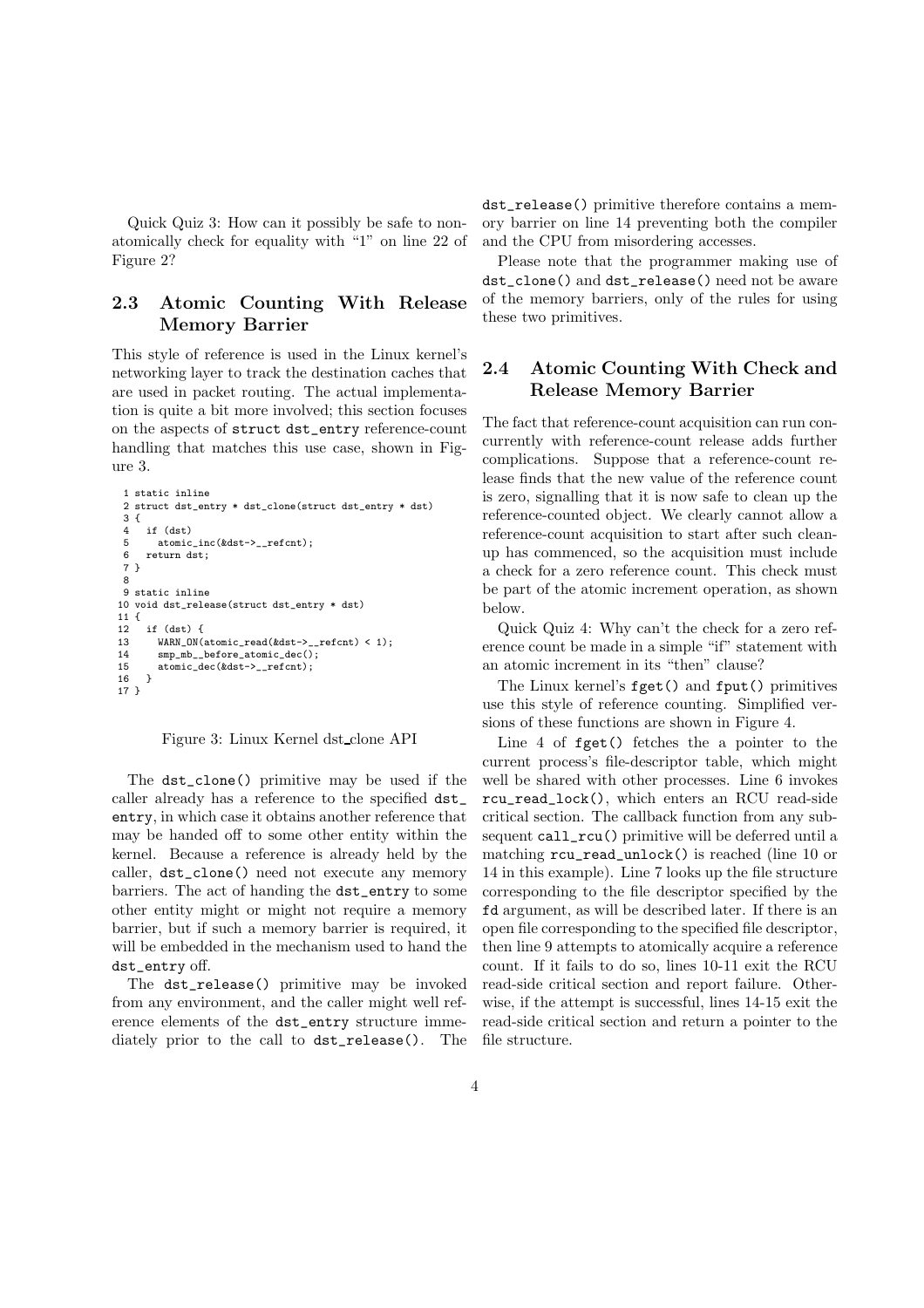Quick Quiz 3: How can it possibly be safe to non-atomically check for equality with "1" on line 22 of Figure 2?

## 2.3 Atomic Counting With Release Memory Barrier

This style of reference is used in the Linux kernel's networking layer to track the destination caches that are used in packet routing. The actual implementation is quite a bit more involved; this section focuses on the aspects of `struct dst_entry` reference-count handling that matches this use case, shown in Figure 3.

```
 1 static inline
 2 struct dst_entry * dst_clone(struct dst_entry * dst)
 3 {
 4   if (dst)
 5     atomic_inc(&dst->__refcnt);
 6   return dst;
 7 }
 8
 9 static inline
10 void dst_release(struct dst_entry * dst)
11 {
12   if (dst) {
13     WARN_ON(atomic_read(&dst->__refcnt) < 1);
14     smp_mb__before_atomic_dec();
15     atomic_dec(&dst->__refcnt);
16   }
17 }
```

Figure 3: Linux Kernel dst_clone API

The `dst_clone()` primitive may be used if the caller already has a reference to the specified `dst_entry`, in which case it obtains another reference that may be handed off to some other entity within the kernel. Because a reference is already held by the caller, `dst_clone()` need not execute any memory barriers. The act of handing the `dst_entry` to some other entity might or might not require a memory barrier, but if such a memory barrier is required, it will be embedded in the mechanism used to hand the `dst_entry` off.

The `dst_release()` primitive may be invoked from any environment, and the caller might well reference elements of the `dst_entry` structure immediately prior to the call to `dst_release()`. The `dst_release()` primitive therefore contains a memory barrier on line 14 preventing both the compiler and the CPU from misordering accesses.

Please note that the programmer making use of `dst_clone()` and `dst_release()` need not be aware of the memory barriers, only of the rules for using these two primitives.

## 2.4 Atomic Counting With Check and Release Memory Barrier

The fact that reference-count acquisition can run concurrently with reference-count release adds further complications. Suppose that a reference-count release finds that the new value of the reference count is zero, signalling that it is now safe to clean up the reference-counted object. We clearly cannot allow a reference-count acquisition to start after such clean-up has commenced, so the acquisition must include a check for a zero reference count. This check must be part of the atomic increment operation, as shown below.

Quick Quiz 4: Why can't the check for a zero reference count be made in a simple "if" statement with an atomic increment in its "then" clause?

The Linux kernel's `fget()` and `fput()` primitives use this style of reference counting. Simplified versions of these functions are shown in Figure 4.

Line 4 of `fget()` fetches the a pointer to the current process's file-descriptor table, which might well be shared with other processes. Line 6 invokes `rcu_read_lock()`, which enters an RCU read-side critical section. The callback function from any subsequent `call_rcu()` primitive will be deferred until a matching `rcu_read_unlock()` is reached (line 10 or 14 in this example). Line 7 looks up the file structure corresponding to the file descriptor specified by the `fd` argument, as will be described later. If there is an open file corresponding to the specified file descriptor, then line 9 attempts to atomically acquire a reference count. If it fails to do so, lines 10-11 exit the RCU read-side critical section and report failure. Otherwise, if the attempt is successful, lines 14-15 exit the read-side critical section and return a pointer to the file structure.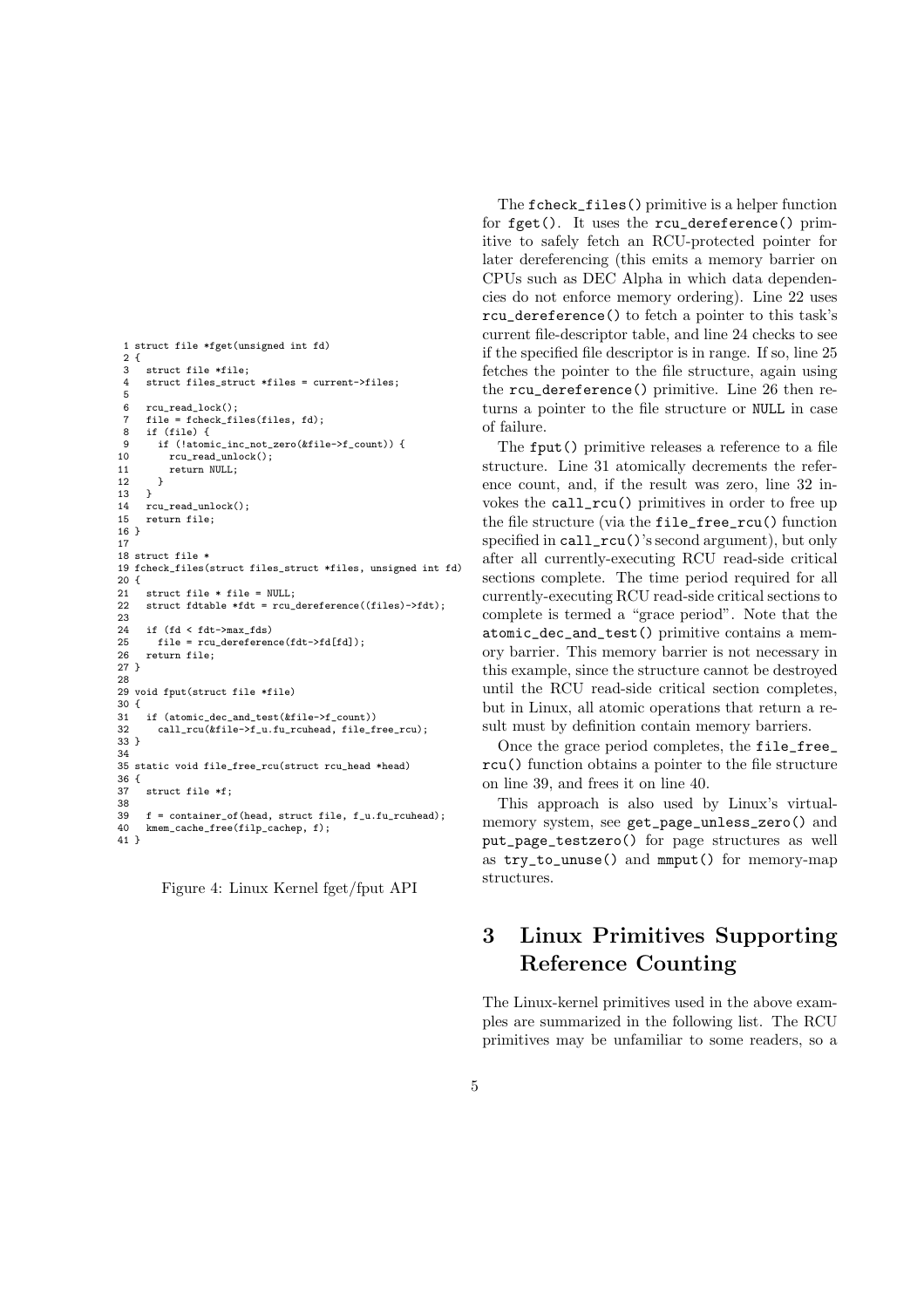```
 1 struct file *fget(unsigned int fd)
 2 {
 3   struct file *file;
 4   struct files_struct *files = current->files;
 5
 6   rcu_read_lock();
 7   file = fcheck_files(files, fd);
 8   if (file) {
 9     if (!atomic_inc_not_zero(&file->f_count)) {
10       rcu_read_unlock();
11       return NULL;
12     }
13   }
14   rcu_read_unlock();
15   return file;
16 }
17
18 struct file *
19 fcheck_files(struct files_struct *files, unsigned int fd)
20 {
21   struct file * file = NULL;
22   struct fdtable *fdt = rcu_dereference((files)->fdt);
23
24   if (fd < fdt->max_fds)
25     file = rcu_dereference(fdt->fd[fd]);
26   return file;
27 }
28
29 void fput(struct file *file)
30 {
31   if (atomic_dec_and_test(&file->f_count))
32     call_rcu(&file->f_u.fu_rcuhead, file_free_rcu);
33 }
34
35 static void file_free_rcu(struct rcu_head *head)
36 {
37   struct file *f;
38
39   f = container_of(head, struct file, f_u.fu_rcuhead);
40   kmem_cache_free(filp_cachep, f);
41 }
```

Figure 4: Linux Kernel fget/fput API

The `fcheck_files()` primitive is a helper function for `fget()`. It uses the `rcu_dereference()` primitive to safely fetch an RCU-protected pointer for later dereferencing (this emits a memory barrier on CPUs such as DEC Alpha in which data dependencies do not enforce memory ordering). Line 22 uses `rcu_dereference()` to fetch a pointer to this task's current file-descriptor table, and line 24 checks to see if the specified file descriptor is in range. If so, line 25 fetches the pointer to the file structure, again using the `rcu_dereference()` primitive. Line 26 then returns a pointer to the file structure or `NULL` in case of failure.

The `fput()` primitive releases a reference to a file structure. Line 31 atomically decrements the reference count, and, if the result was zero, line 32 invokes the `call_rcu()` primitives in order to free up the file structure (via the `file_free_rcu()` function specified in `call_rcu()`'s second argument), but only after all currently-executing RCU read-side critical sections complete. The time period required for all currently-executing RCU read-side critical sections to complete is termed a "grace period". Note that the `atomic_dec_and_test()` primitive contains a memory barrier. This memory barrier is not necessary in this example, since the structure cannot be destroyed until the RCU read-side critical section completes, but in Linux, all atomic operations that return a result must by definition contain memory barriers.

Once the grace period completes, the `file_free_rcu()` function obtains a pointer to the file structure on line 39, and frees it on line 40.

This approach is also used by Linux's virtual-memory system, see `get_page_unless_zero()` and `put_page_testzero()` for page structures as well as `try_to_unuse()` and `mmput()` for memory-map structures.

# 3 Linux Primitives Supporting Reference Counting

The Linux-kernel primitives used in the above examples are summarized in the following list. The RCU primitives may be unfamiliar to some readers, so a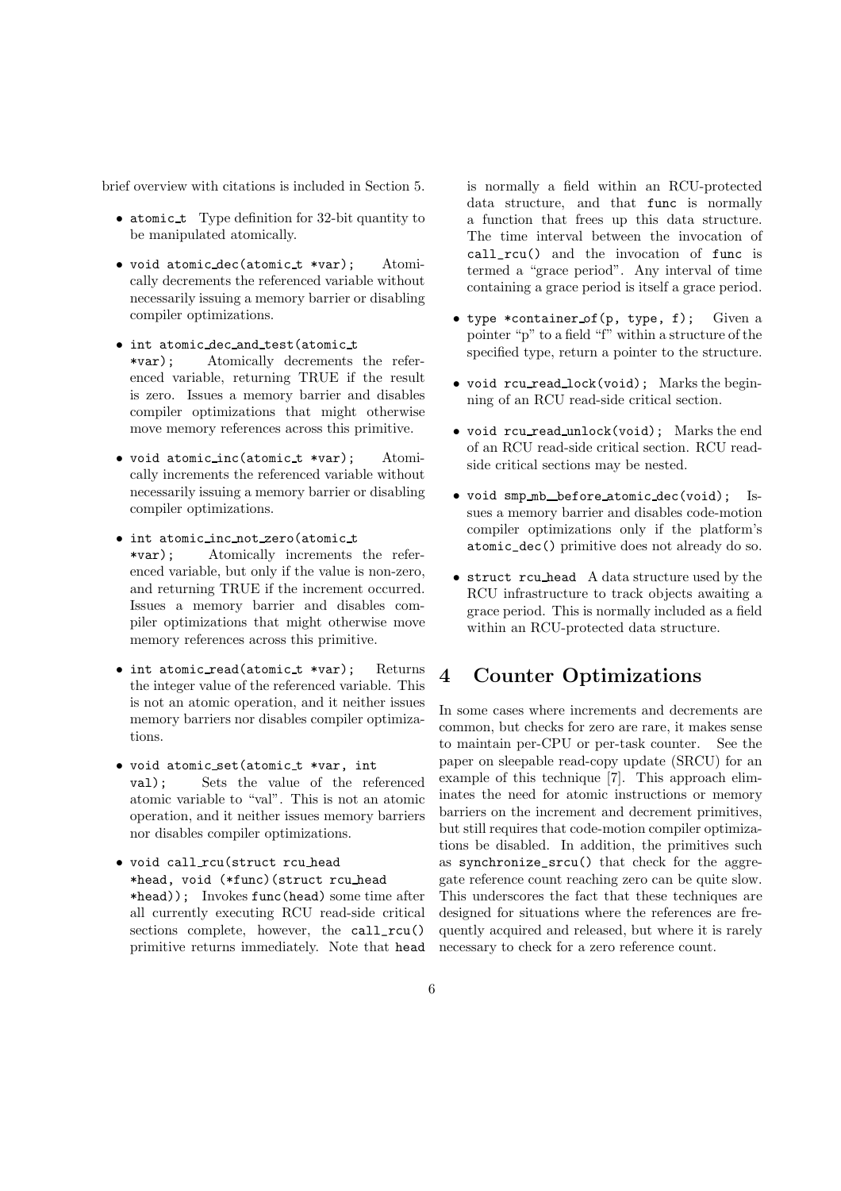brief overview with citations is included in Section 5.

- `atomic_t` Type definition for 32-bit quantity to be manipulated atomically.
- `void atomic_dec(atomic_t *var);` Atomically decrements the referenced variable without necessarily issuing a memory barrier or disabling compiler optimizations.
- `int atomic_dec_and_test(atomic_t *var);` Atomically decrements the referenced variable, returning TRUE if the result is zero. Issues a memory barrier and disables compiler optimizations that might otherwise move memory references across this primitive.
- `void atomic_inc(atomic_t *var);` Atomically increments the referenced variable without necessarily issuing a memory barrier or disabling compiler optimizations.
- `int atomic_inc_not_zero(atomic_t *var);` Atomically increments the referenced variable, but only if the value is non-zero, and returning TRUE if the increment occurred. Issues a memory barrier and disables compiler optimizations that might otherwise move memory references across this primitive.
- `int atomic_read(atomic_t *var);` Returns the integer value of the referenced variable. This is not an atomic operation, and it neither issues memory barriers nor disables compiler optimizations.
- `void atomic_set(atomic_t *var, int val);` Sets the value of the referenced atomic variable to "val". This is not an atomic operation, and it neither issues memory barriers nor disables compiler optimizations.
- `void call_rcu(struct rcu_head *head, void (*func)(struct rcu_head *head));` Invokes `func(head)` some time after all currently executing RCU read-side critical sections complete, however, the `call_rcu()` primitive returns immediately. Note that `head` is normally a field within an RCU-protected data structure, and that `func` is normally a function that frees up this data structure. The time interval between the invocation of `call_rcu()` and the invocation of `func` is termed a "grace period". Any interval of time containing a grace period is itself a grace period.
- `type *container_of(p, type, f);` Given a pointer "p" to a field "f" within a structure of the specified type, return a pointer to the structure.
- `void rcu_read_lock(void);` Marks the beginning of an RCU read-side critical section.
- `void rcu_read_unlock(void);` Marks the end of an RCU read-side critical section. RCU read-side critical sections may be nested.
- `void smp_mb__before_atomic_dec(void);` Issues a memory barrier and disables code-motion compiler optimizations only if the platform's `atomic_dec()` primitive does not already do so.
- `struct rcu_head` A data structure used by the RCU infrastructure to track objects awaiting a grace period. This is normally included as a field within an RCU-protected data structure.

# 4 Counter Optimizations

In some cases where increments and decrements are common, but checks for zero are rare, it makes sense to maintain per-CPU or per-task counter. See the paper on sleepable read-copy update (SRCU) for an example of this technique [7]. This approach eliminates the need for atomic instructions or memory barriers on the increment and decrement primitives, but still requires that code-motion compiler optimizations be disabled. In addition, the primitives such as `synchronize_srcu()` that check for the aggregate reference count reaching zero can be quite slow. This underscores the fact that these techniques are designed for situations where the references are frequently acquired and released, but where it is rarely necessary to check for a zero reference count.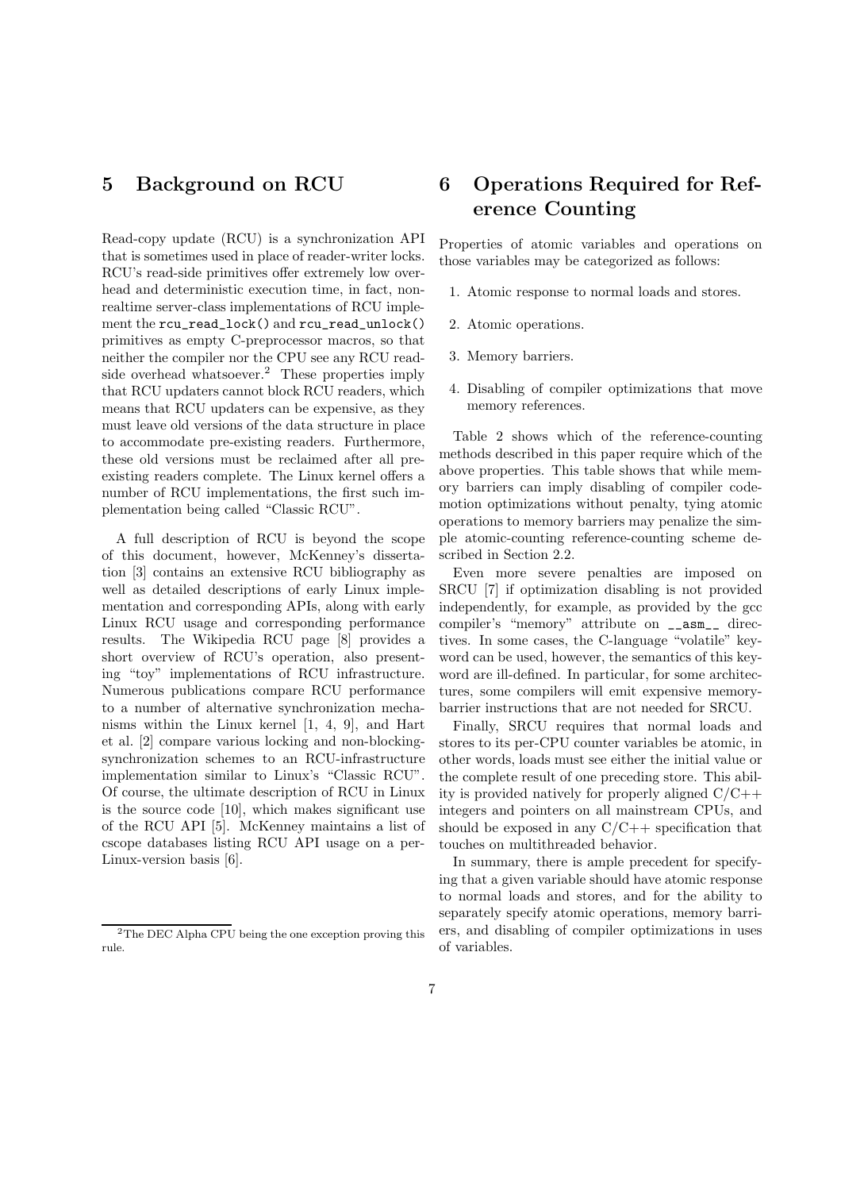## 5 Background on RCU

Read-copy update (RCU) is a synchronization API that is sometimes used in place of reader-writer locks. RCU's read-side primitives offer extremely low overhead and deterministic execution time, in fact, non-realtime server-class implementations of RCU implement the `rcu_read_lock()` and `rcu_read_unlock()` primitives as empty C-preprocessor macros, so that neither the compiler nor the CPU see any RCU read-side overhead whatsoever.[2] These properties imply that RCU updaters cannot block RCU readers, which means that RCU updaters can be expensive, as they must leave old versions of the data structure in place to accommodate pre-existing readers. Furthermore, these old versions must be reclaimed after all pre-existing readers complete. The Linux kernel offers a number of RCU implementations, the first such implementation being called "Classic RCU".

A full description of RCU is beyond the scope of this document, however, McKenney's dissertation [3] contains an extensive RCU bibliography as well as detailed descriptions of early Linux implementation and corresponding APIs, along with early Linux RCU usage and corresponding performance results. The Wikipedia RCU page [8] provides a short overview of RCU's operation, also presenting "toy" implementations of RCU infrastructure. Numerous publications compare RCU performance to a number of alternative synchronization mechanisms within the Linux kernel [1, 4, 9], and Hart et al. [2] compare various locking and non-blocking-synchronization schemes to an RCU-infrastructure implementation similar to Linux's "Classic RCU". Of course, the ultimate description of RCU in Linux is the source code [10], which makes significant use of the RCU API [5]. McKenney maintains a list of cscope databases listing RCU API usage on a per-Linux-version basis [6].

[2] The DEC Alpha CPU being the one exception proving this rule.

## 6 Operations Required for Reference Counting

Properties of atomic variables and operations on those variables may be categorized as follows:

1. Atomic response to normal loads and stores.
2. Atomic operations.
3. Memory barriers.
4. Disabling of compiler optimizations that move memory references.

Table 2 shows which of the reference-counting methods described in this paper require which of the above properties. This table shows that while memory barriers can imply disabling of compiler code-motion optimizations without penalty, tying atomic operations to memory barriers may penalize the simple atomic-counting reference-counting scheme described in Section 2.2.

Even more severe penalties are imposed on SRCU [7] if optimization disabling is not provided independently, for example, as provided by the gcc compiler's "memory" attribute on `__asm__` directives. In some cases, the C-language "volatile" keyword can be used, however, the semantics of this keyword are ill-defined. In particular, for some architectures, some compilers will emit expensive memory-barrier instructions that are not needed for SRCU.

Finally, SRCU requires that normal loads and stores to its per-CPU counter variables be atomic, in other words, loads must see either the initial value or the complete result of one preceding store. This ability is provided natively for properly aligned C/C++ integers and pointers on all mainstream CPUs, and should be exposed in any C/C++ specification that touches on multithreaded behavior.

In summary, there is ample precedent for specifying that a given variable should have atomic response to normal loads and stores, and for the ability to separately specify atomic operations, memory barriers, and disabling of compiler optimizations in uses of variables.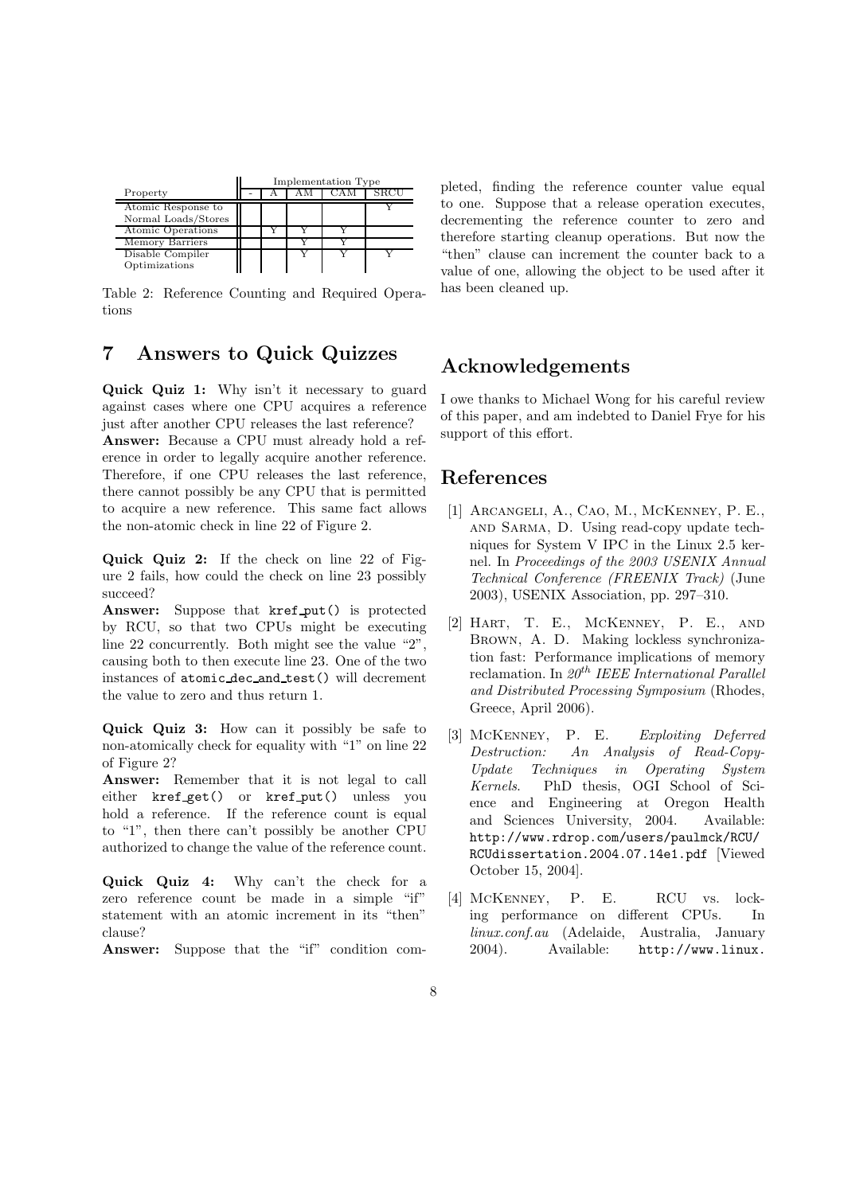| Property | Implementation Type | | | | |
|---|---|---|---|---|---|
| | - | A | AM | CAM | SRCU |
| Atomic Response to Normal Loads/Stores | | | | | Y |
| Atomic Operations | | Y | Y | Y | |
| Memory Barriers | | | Y | Y | |
| Disable Compiler Optimizations | | | Y | Y | Y |

Table 2: Reference Counting and Required Operations

# 7 Answers to Quick Quizzes

**Quick Quiz 1:** Why isn't it necessary to guard against cases where one CPU acquires a reference just after another CPU releases the last reference?

**Answer:** Because a CPU must already hold a reference in order to legally acquire another reference. Therefore, if one CPU releases the last reference, there cannot possibly be any CPU that is permitted to acquire a new reference. This same fact allows the non-atomic check in line 22 of Figure 2.

**Quick Quiz 2:** If the check on line 22 of Figure 2 fails, how could the check on line 23 possibly succeed?

**Answer:** Suppose that `kref_put()` is protected by RCU, so that two CPUs might be executing line 22 concurrently. Both might see the value "2", causing both to then execute line 23. One of the two instances of `atomic_dec_and_test()` will decrement the value to zero and thus return 1.

**Quick Quiz 3:** How can it possibly be safe to non-atomically check for equality with "1" on line 22 of Figure 2?

**Answer:** Remember that it is not legal to call either `kref_get()` or `kref_put()` unless you hold a reference. If the reference count is equal to "1", then there can't possibly be another CPU authorized to change the value of the reference count.

**Quick Quiz 4:** Why can't the check for a zero reference count be made in a simple "if" statement with an atomic increment in its "then" clause?

**Answer:** Suppose that the "if" condition completed, finding the reference counter value equal to one. Suppose that a release operation executes, decrementing the reference counter to zero and therefore starting cleanup operations. But now the "then" clause can increment the counter back to a value of one, allowing the object to be used after it has been cleaned up.

# Acknowledgements

I owe thanks to Michael Wong for his careful review of this paper, and am indebted to Daniel Frye for his support of this effort.

# References

[1] Arcangeli, A., Cao, M., McKenney, P. E., and Sarma, D. Using read-copy update techniques for System V IPC in the Linux 2.5 kernel. In *Proceedings of the 2003 USENIX Annual Technical Conference (FREENIX Track)* (June 2003), USENIX Association, pp. 297–310.

[2] Hart, T. E., McKenney, P. E., and Brown, A. D. Making lockless synchronization fast: Performance implications of memory reclamation. In *20th IEEE International Parallel and Distributed Processing Symposium* (Rhodes, Greece, April 2006).

[3] McKenney, P. E. *Exploiting Deferred Destruction: An Analysis of Read-Copy-Update Techniques in Operating System Kernels*. PhD thesis, OGI School of Science and Engineering at Oregon Health and Sciences University, 2004. Available: `http://www.rdrop.com/users/paulmck/RCU/RCUdissertation.2004.07.14e1.pdf` [Viewed October 15, 2004].

[4] McKenney, P. E. RCU vs. locking performance on different CPUs. In *linux.conf.au* (Adelaide, Australia, January 2004). Available: `http://www.linux.`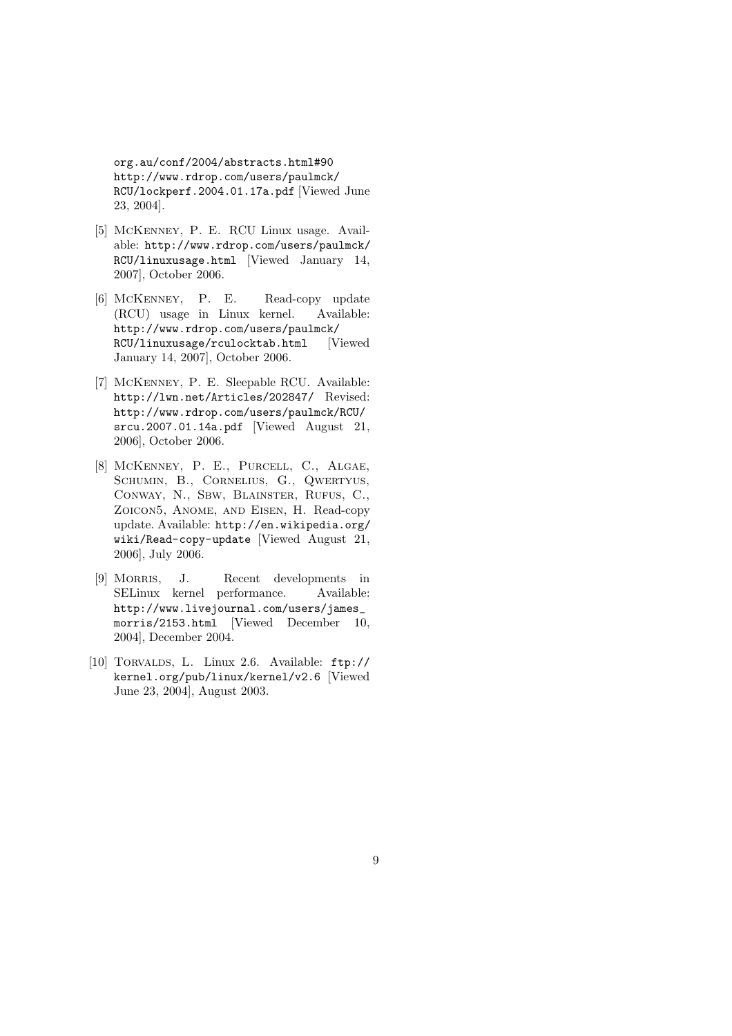org.au/conf/2004/abstracts.html#90 http://www.rdrop.com/users/paulmck/RCU/lockperf.2004.01.17a.pdf [Viewed June 23, 2004].

[5] McKenney, P. E. RCU Linux usage. Available: http://www.rdrop.com/users/paulmck/RCU/linuxusage.html [Viewed January 14, 2007], October 2006.

[6] McKenney, P. E. Read-copy update (RCU) usage in Linux kernel. Available: http://www.rdrop.com/users/paulmck/RCU/linuxusage/rculocktab.html [Viewed January 14, 2007], October 2006.

[7] McKenney, P. E. Sleepable RCU. Available: http://lwn.net/Articles/202847/ Revised: http://www.rdrop.com/users/paulmck/RCU/srcu.2007.01.14a.pdf [Viewed August 21, 2006], October 2006.

[8] McKenney, P. E., Purcell, C., Algae, Schumin, B., Cornelius, G., Qwertyus, Conway, N., Sbw, Blainster, Rufus, C., Zoicon5, Anome, and Eisen, H. Read-copy update. Available: http://en.wikipedia.org/wiki/Read-copy-update [Viewed August 21, 2006], July 2006.

[9] Morris, J. Recent developments in SELinux kernel performance. Available: http://www.livejournal.com/users/james_morris/2153.html [Viewed December 10, 2004], December 2004.

[10] Torvalds, L. Linux 2.6. Available: ftp://kernel.org/pub/linux/kernel/v2.6 [Viewed June 23, 2004], August 2003.